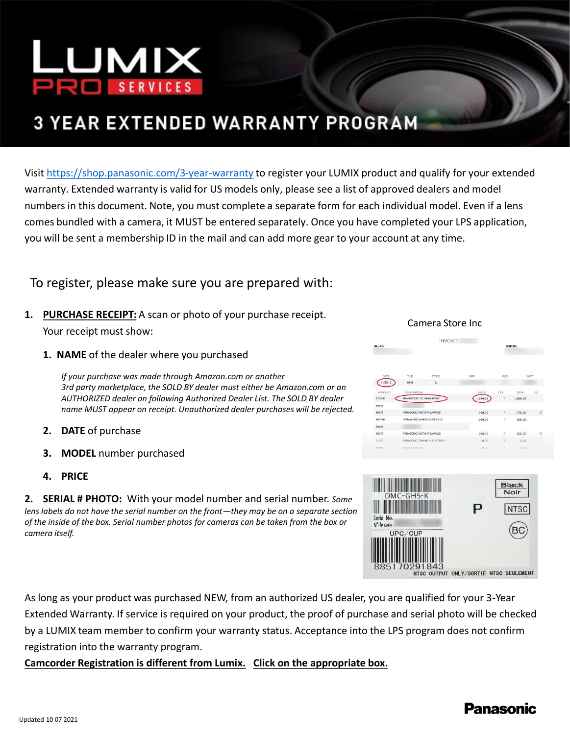# LUMIX PRO SERVICES

## 3 YEAR EXTENDED WARRANTY PROGRAM

Visit https://shop.panasonic.com/3-year-warranty to register your LUMIX product and qualify for your extended warranty. Extended warranty is valid for US models only, please see a list of approved dealers and model numbers in this document. Note, you must complete a separate form for each individual model. Even if a lens comes bundled with a camera, it MUST be entered separately. Once you have completed your LPS application, you will be sent a membership ID in the mail and can add more gear to your account at any time.

To register, please make sure you are prepared with:

1. **PURCHASE RECEIPT:** A scan or photo of your purchase receipt. Your receipt must show:
   1. **NAME** of the dealer where you purchased

      *If your purchase was made through Amazon.com or another 3rd party marketplace, the SOLD BY dealer must either be Amazon.com or an AUTHORIZED dealer on following Authorized Dealer List. The SOLD BY dealer name MUST appear on receipt. Unauthorized dealer purchases will be rejected.*

   2. **DATE** of purchase
   3. **MODEL** number purchased
   4. **PRICE**

2. **SERIAL # PHOTO:** With your model number and serial number. *Some lens labels do not have the serial number on the front—they may be on a separate section of the inside of the box. Serial number photos for cameras can be taken from the box or camera itself.*

Camera Store Inc

As long as your product was purchased NEW, from an authorized US dealer, you are qualified for your 3-Year Extended Warranty. If service is required on your product, the proof of purchase and serial photo will be checked by a LUMIX team member to confirm your warranty status. Acceptance into the LPS program does not confirm registration into the warranty program.

**Camcorder Registration is different from Lumix.** **Click on the appropriate box.**

Updated 10 07 2021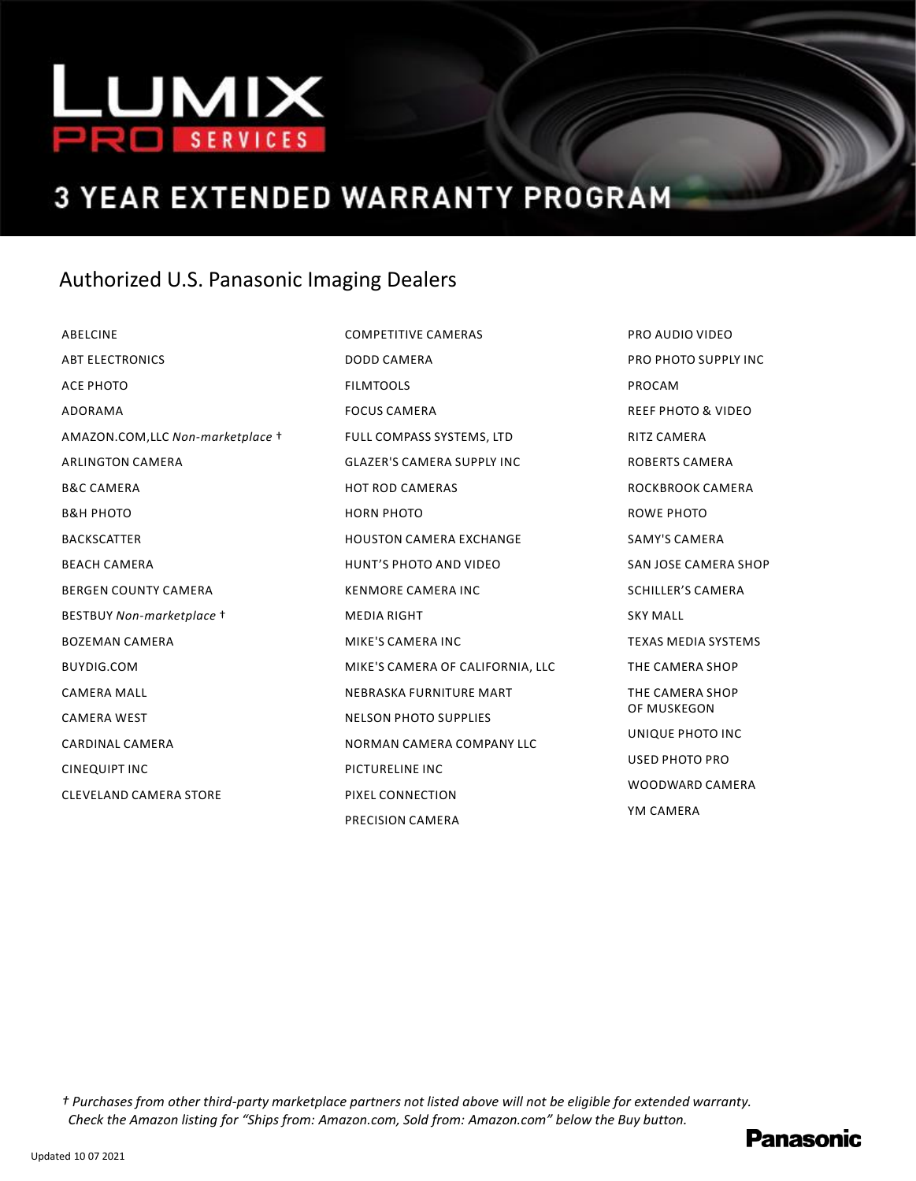# LUMIX PRO SERVICES

## 3 YEAR EXTENDED WARRANTY PROGRAM

### Authorized U.S. Panasonic Imaging Dealers

- ABELCINE
- ABT ELECTRONICS
- ACE PHOTO
- ADORAMA
- AMAZON.COM,LLC *Non-marketplace* †
- ARLINGTON CAMERA
- B&C CAMERA
- B&H PHOTO
- BACKSCATTER
- BEACH CAMERA
- BERGEN COUNTY CAMERA
- BESTBUY *Non-marketplace* †
- BOZEMAN CAMERA
- BUYDIG.COM
- CAMERA MALL
- CAMERA WEST
- CARDINAL CAMERA
- CINEQUIPT INC
- CLEVELAND CAMERA STORE
- COMPETITIVE CAMERAS
- DODD CAMERA
- FILMTOOLS
- FOCUS CAMERA
- FULL COMPASS SYSTEMS, LTD
- GLAZER'S CAMERA SUPPLY INC
- HOT ROD CAMERAS
- HORN PHOTO
- HOUSTON CAMERA EXCHANGE
- HUNT'S PHOTO AND VIDEO
- KENMORE CAMERA INC
- MEDIA RIGHT
- MIKE'S CAMERA INC
- MIKE'S CAMERA OF CALIFORNIA, LLC
- NEBRASKA FURNITURE MART
- NELSON PHOTO SUPPLIES
- NORMAN CAMERA COMPANY LLC
- PICTURELINE INC
- PIXEL CONNECTION
- PRECISION CAMERA
- PRO AUDIO VIDEO
- PRO PHOTO SUPPLY INC
- PROCAM
- REEF PHOTO & VIDEO
- RITZ CAMERA
- ROBERTS CAMERA
- ROCKBROOK CAMERA
- ROWE PHOTO
- SAMY'S CAMERA
- SAN JOSE CAMERA SHOP
- SCHILLER'S CAMERA
- SKY MALL
- TEXAS MEDIA SYSTEMS
- THE CAMERA SHOP
- THE CAMERA SHOP OF MUSKEGON
- UNIQUE PHOTO INC
- USED PHOTO PRO
- WOODWARD CAMERA
- YM CAMERA

*† Purchases from other third-party marketplace partners not listed above will not be eligible for extended warranty. Check the Amazon listing for "Ships from: Amazon.com, Sold from: Amazon.com" below the Buy button.*

Updated 10 07 2021

**Panasonic**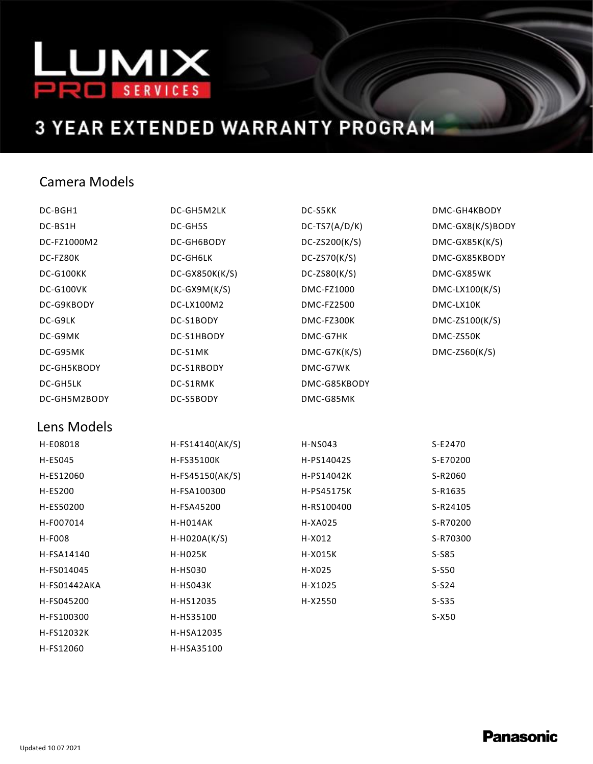# LUMIX PRO SERVICES

## 3 YEAR EXTENDED WARRANTY PROGRAM

### Camera Models

| | | | |
|---|---|---|---|
| DC-BGH1 | DC-GH5M2LK | DC-S5KK | DMC-GH4KBODY |
| DC-BS1H | DC-GH5S | DC-TS7(A/D/K) | DMC-GX8(K/S)BODY |
| DC-FZ1000M2 | DC-GH6BODY | DC-ZS200(K/S) | DMC-GX85K(K/S) |
| DC-FZ80K | DC-GH6LK | DC-ZS70(K/S) | DMC-GX85KBODY |
| DC-G100KK | DC-GX850K(K/S) | DC-ZS80(K/S) | DMC-GX85WK |
| DC-G100VK | DC-GX9M(K/S) | DMC-FZ1000 | DMC-LX100(K/S) |
| DC-G9KBODY | DC-LX100M2 | DMC-FZ2500 | DMC-LX10K |
| DC-G9LK | DC-S1BODY | DMC-FZ300K | DMC-ZS100(K/S) |
| DC-G9MK | DC-S1HBODY | DMC-G7HK | DMC-ZS50K |
| DC-G95MK | DC-S1MK | DMC-G7K(K/S) | DMC-ZS60(K/S) |
| DC-GH5KBODY | DC-S1RBODY | DMC-G7WK | |
| DC-GH5LK | DC-S1RMK | DMC-G85KBODY | |
| DC-GH5M2BODY | DC-S5BODY | DMC-G85MK | |

### Lens Models

| | | | |
|---|---|---|---|
| H-E08018 | H-FS14140(AK/S) | H-NS043 | S-E2470 |
| H-ES045 | H-FS35100K | H-PS14042S | S-E70200 |
| H-ES12060 | H-FS45150(AK/S) | H-PS14042K | S-R2060 |
| H-ES200 | H-FSA100300 | H-PS45175K | S-R1635 |
| H-ES50200 | H-FSA45200 | H-RS100400 | S-R24105 |
| H-F007014 | H-H014AK | H-XA025 | S-R70200 |
| H-F008 | H-H020A(K/S) | H-X012 | S-R70300 |
| H-FSA14140 | H-H025K | H-X015K | S-S85 |
| H-FS014045 | H-HS030 | H-X025 | S-S50 |
| H-FS01442AKA | H-HS043K | H-X1025 | S-S24 |
| H-FS045200 | H-HS12035 | H-X2550 | S-S35 |
| H-FS100300 | H-HS35100 | | S-X50 |
| H-FS12032K | H-HSA12035 | | |
| H-FS12060 | H-HSA35100 | | |

Updated 10 07 2021

Panasonic